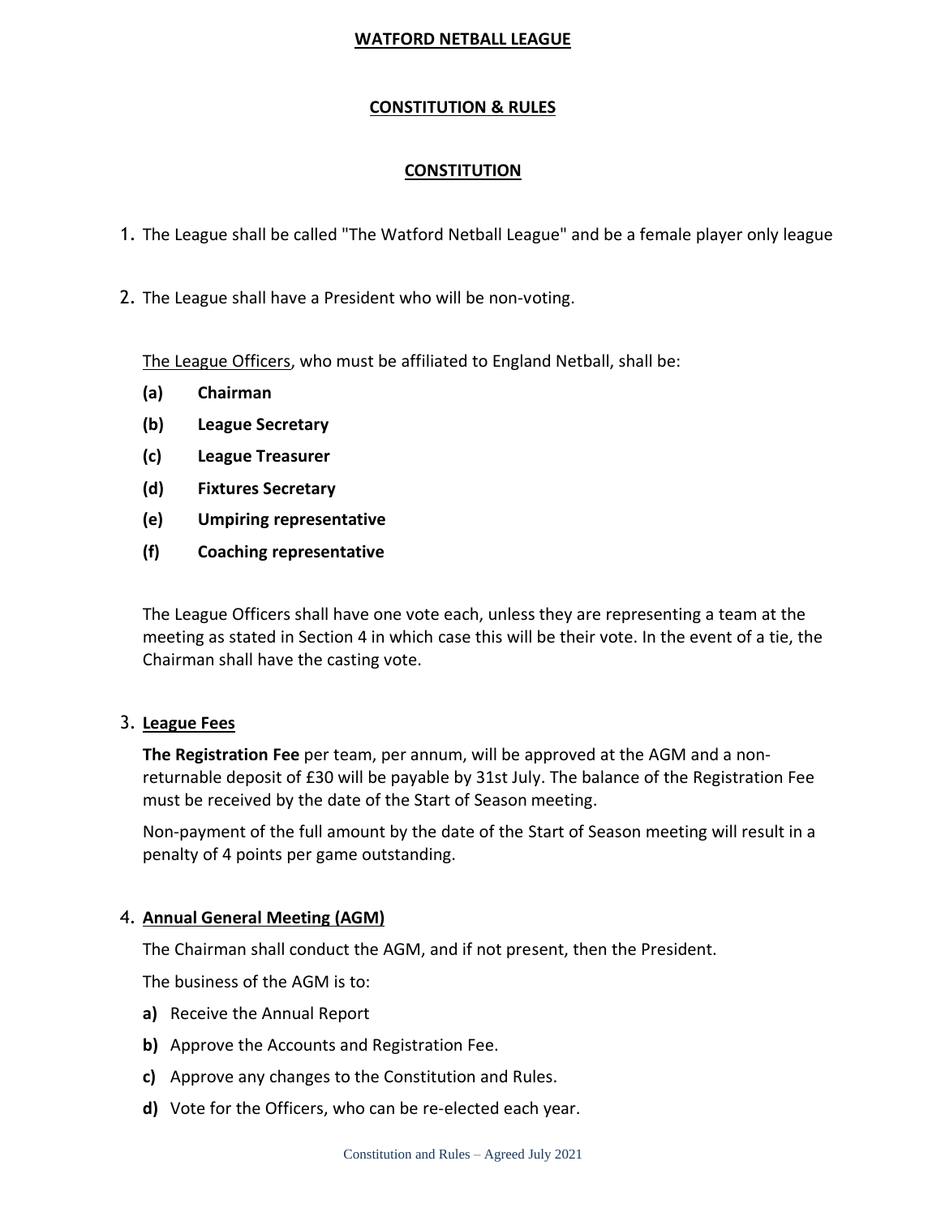# WATFORD NETBALL LEAGUE

## CONSTITUTION & RULES

## CONSTITUTION

1. The League shall be called "The Watford Netball League" and be a female player only league

2. The League shall have a President who will be non-voting.

   The League Officers, who must be affiliated to England Netball, shall be:

   **(a)** **Chairman**

   **(b)** **League Secretary**

   **(c)** **League Treasurer**

   **(d)** **Fixtures Secretary**

   **(e)** **Umpiring representative**

   **(f)** **Coaching representative**

   The League Officers shall have one vote each, unless they are representing a team at the meeting as stated in Section 4 in which case this will be their vote. In the event of a tie, the Chairman shall have the casting vote.

3. **League Fees**

   **The Registration Fee** per team, per annum, will be approved at the AGM and a non-returnable deposit of £30 will be payable by 31st July. The balance of the Registration Fee must be received by the date of the Start of Season meeting.

   Non-payment of the full amount by the date of the Start of Season meeting will result in a penalty of 4 points per game outstanding.

4. **Annual General Meeting (AGM)**

   The Chairman shall conduct the AGM, and if not present, then the President.

   The business of the AGM is to:

   **a)** Receive the Annual Report

   **b)** Approve the Accounts and Registration Fee.

   **c)** Approve any changes to the Constitution and Rules.

   **d)** Vote for the Officers, who can be re-elected each year.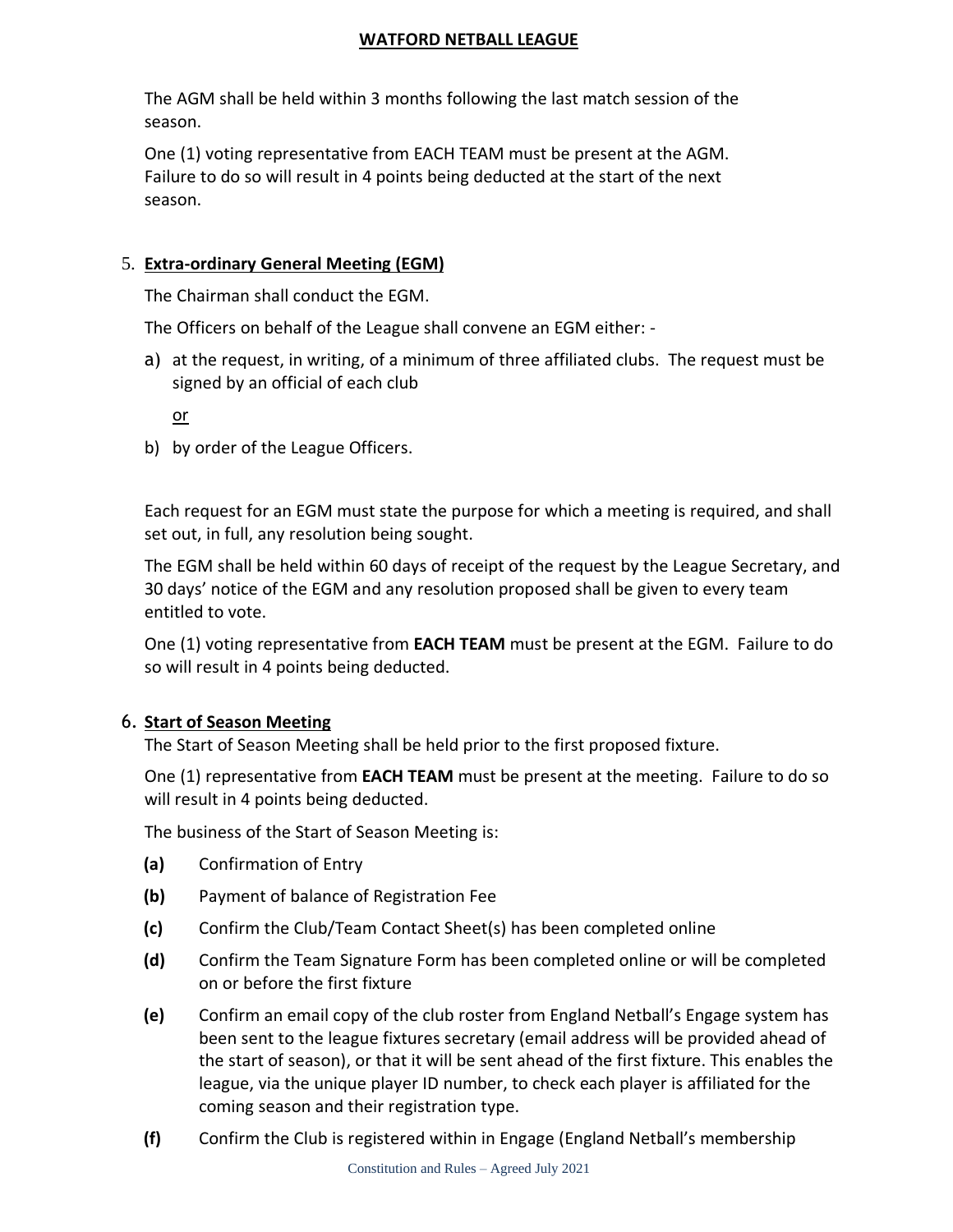The AGM shall be held within 3 months following the last match session of the season.

One (1) voting representative from EACH TEAM must be present at the AGM. Failure to do so will result in 4 points being deducted at the start of the next season.

## 5. Extra-ordinary General Meeting (EGM)

The Chairman shall conduct the EGM.

The Officers on behalf of the League shall convene an EGM either: -

a) at the request, in writing, of a minimum of three affiliated clubs. The request must be signed by an official of each club

   or

b) by order of the League Officers.

Each request for an EGM must state the purpose for which a meeting is required, and shall set out, in full, any resolution being sought.

The EGM shall be held within 60 days of receipt of the request by the League Secretary, and 30 days' notice of the EGM and any resolution proposed shall be given to every team entitled to vote.

One (1) voting representative from **EACH TEAM** must be present at the EGM. Failure to do so will result in 4 points being deducted.

## 6. Start of Season Meeting

The Start of Season Meeting shall be held prior to the first proposed fixture.

One (1) representative from **EACH TEAM** must be present at the meeting. Failure to do so will result in 4 points being deducted.

The business of the Start of Season Meeting is:

**(a)** Confirmation of Entry

**(b)** Payment of balance of Registration Fee

**(c)** Confirm the Club/Team Contact Sheet(s) has been completed online

**(d)** Confirm the Team Signature Form has been completed online or will be completed on or before the first fixture

**(e)** Confirm an email copy of the club roster from England Netball's Engage system has been sent to the league fixtures secretary (email address will be provided ahead of the start of season), or that it will be sent ahead of the first fixture. This enables the league, via the unique player ID number, to check each player is affiliated for the coming season and their registration type.

**(f)** Confirm the Club is registered within in Engage (England Netball's membership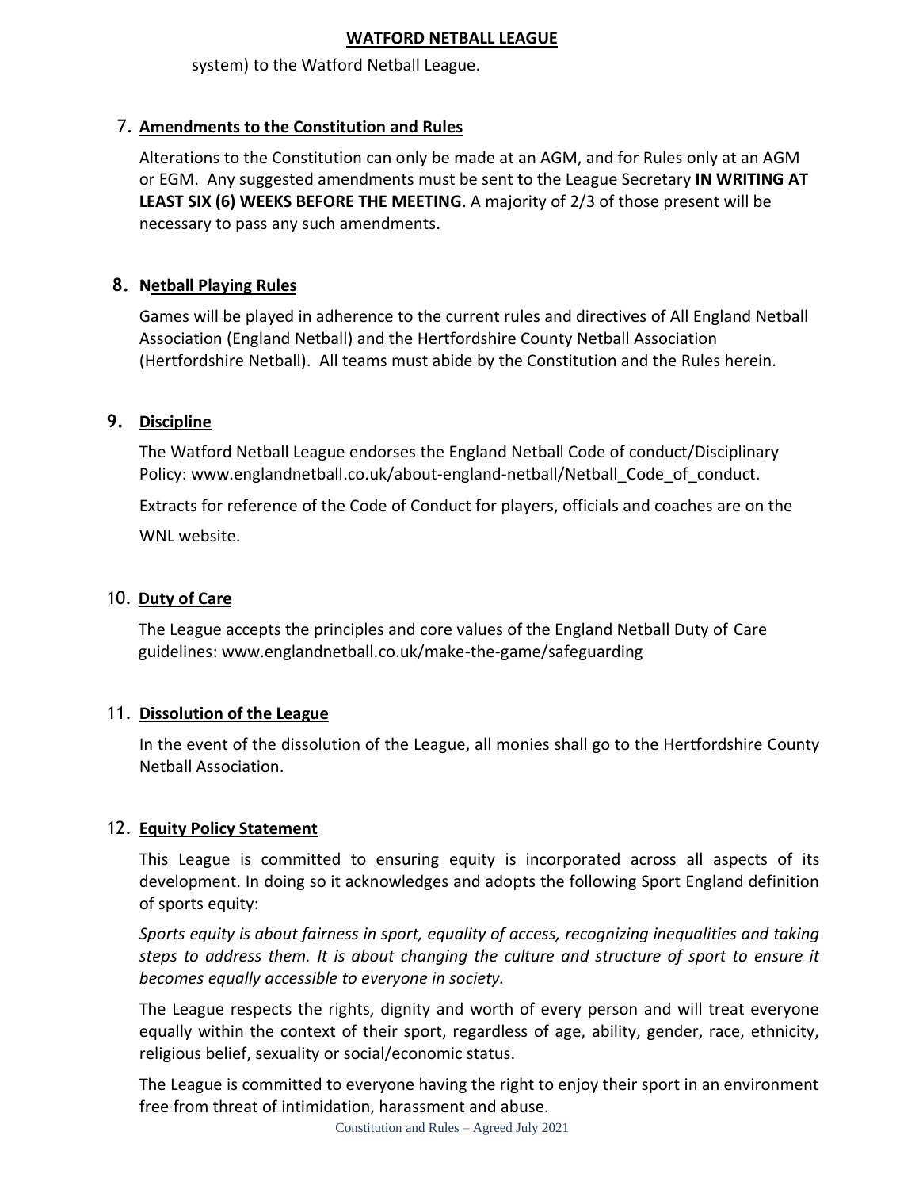system) to the Watford Netball League.

## 7. Amendments to the Constitution and Rules

Alterations to the Constitution can only be made at an AGM, and for Rules only at an AGM or EGM. Any suggested amendments must be sent to the League Secretary **IN WRITING AT LEAST SIX (6) WEEKS BEFORE THE MEETING**. A majority of 2/3 of those present will be necessary to pass any such amendments.

## 8. Netball Playing Rules

Games will be played in adherence to the current rules and directives of All England Netball Association (England Netball) and the Hertfordshire County Netball Association (Hertfordshire Netball). All teams must abide by the Constitution and the Rules herein.

## 9. Discipline

The Watford Netball League endorses the England Netball Code of conduct/Disciplinary Policy: www.englandnetball.co.uk/about-england-netball/Netball_Code_of_conduct.

Extracts for reference of the Code of Conduct for players, officials and coaches are on the WNL website.

## 10. Duty of Care

The League accepts the principles and core values of the England Netball Duty of Care guidelines: www.englandnetball.co.uk/make-the-game/safeguarding

## 11. Dissolution of the League

In the event of the dissolution of the League, all monies shall go to the Hertfordshire County Netball Association.

## 12. Equity Policy Statement

This League is committed to ensuring equity is incorporated across all aspects of its development. In doing so it acknowledges and adopts the following Sport England definition of sports equity:

*Sports equity is about fairness in sport, equality of access, recognizing inequalities and taking steps to address them. It is about changing the culture and structure of sport to ensure it becomes equally accessible to everyone in society.*

The League respects the rights, dignity and worth of every person and will treat everyone equally within the context of their sport, regardless of age, ability, gender, race, ethnicity, religious belief, sexuality or social/economic status.

The League is committed to everyone having the right to enjoy their sport in an environment free from threat of intimidation, harassment and abuse.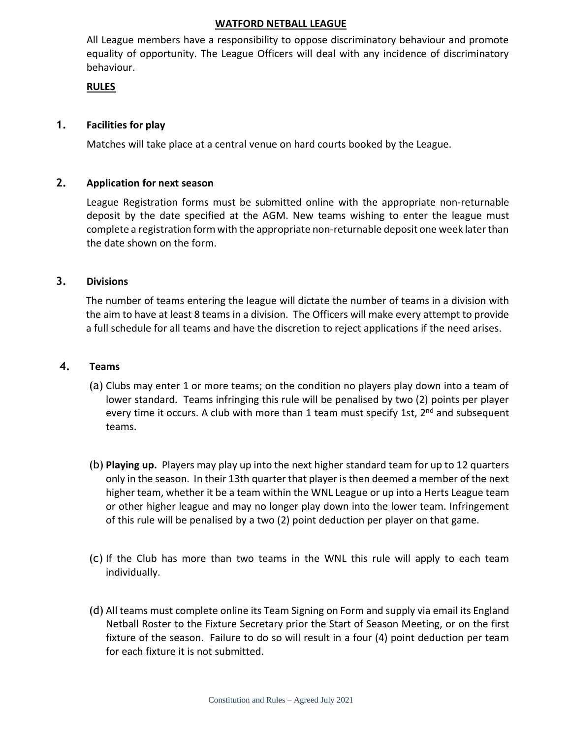## WATFORD NETBALL LEAGUE

All League members have a responsibility to oppose discriminatory behaviour and promote equality of opportunity. The League Officers will deal with any incidence of discriminatory behaviour.

## RULES

### 1. Facilities for play

Matches will take place at a central venue on hard courts booked by the League.

### 2. Application for next season

League Registration forms must be submitted online with the appropriate non-returnable deposit by the date specified at the AGM. New teams wishing to enter the league must complete a registration form with the appropriate non-returnable deposit one week later than the date shown on the form.

### 3. Divisions

The number of teams entering the league will dictate the number of teams in a division with the aim to have at least 8 teams in a division. The Officers will make every attempt to provide a full schedule for all teams and have the discretion to reject applications if the need arises.

### 4. Teams

(a) Clubs may enter 1 or more teams; on the condition no players play down into a team of lower standard. Teams infringing this rule will be penalised by two (2) points per player every time it occurs. A club with more than 1 team must specify 1st, 2nd and subsequent teams.

(b) **Playing up.** Players may play up into the next higher standard team for up to 12 quarters only in the season. In their 13th quarter that player is then deemed a member of the next higher team, whether it be a team within the WNL League or up into a Herts League team or other higher league and may no longer play down into the lower team. Infringement of this rule will be penalised by a two (2) point deduction per player on that game.

(c) If the Club has more than two teams in the WNL this rule will apply to each team individually.

(d) All teams must complete online its Team Signing on Form and supply via email its England Netball Roster to the Fixture Secretary prior the Start of Season Meeting, or on the first fixture of the season. Failure to do so will result in a four (4) point deduction per team for each fixture it is not submitted.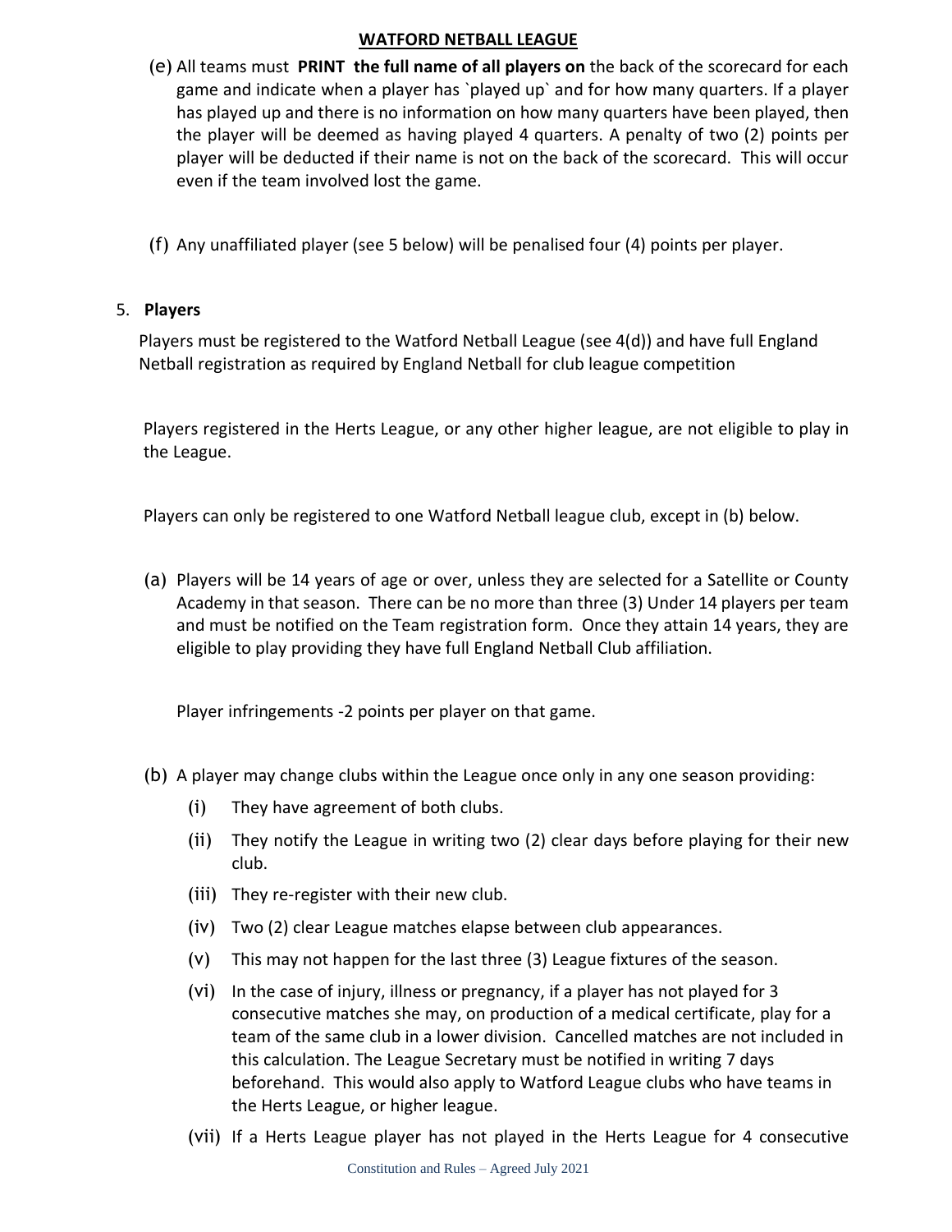(e) All teams must **PRINT the full name of all players on** the back of the scorecard for each game and indicate when a player has `played up` and for how many quarters. If a player has played up and there is no information on how many quarters have been played, then the player will be deemed as having played 4 quarters. A penalty of two (2) points per player will be deducted if their name is not on the back of the scorecard. This will occur even if the team involved lost the game.

(f) Any unaffiliated player (see 5 below) will be penalised four (4) points per player.

5. **Players**

Players must be registered to the Watford Netball League (see 4(d)) and have full England Netball registration as required by England Netball for club league competition

Players registered in the Herts League, or any other higher league, are not eligible to play in the League.

Players can only be registered to one Watford Netball league club, except in (b) below.

(a) Players will be 14 years of age or over, unless they are selected for a Satellite or County Academy in that season. There can be no more than three (3) Under 14 players per team and must be notified on the Team registration form. Once they attain 14 years, they are eligible to play providing they have full England Netball Club affiliation.

Player infringements -2 points per player on that game.

(b) A player may change clubs within the League once only in any one season providing:

- (i) They have agreement of both clubs.
- (ii) They notify the League in writing two (2) clear days before playing for their new club.
- (iii) They re-register with their new club.
- (iv) Two (2) clear League matches elapse between club appearances.
- (v) This may not happen for the last three (3) League fixtures of the season.
- (vi) In the case of injury, illness or pregnancy, if a player has not played for 3 consecutive matches she may, on production of a medical certificate, play for a team of the same club in a lower division. Cancelled matches are not included in this calculation. The League Secretary must be notified in writing 7 days beforehand. This would also apply to Watford League clubs who have teams in the Herts League, or higher league.
- (vii) If a Herts League player has not played in the Herts League for 4 consecutive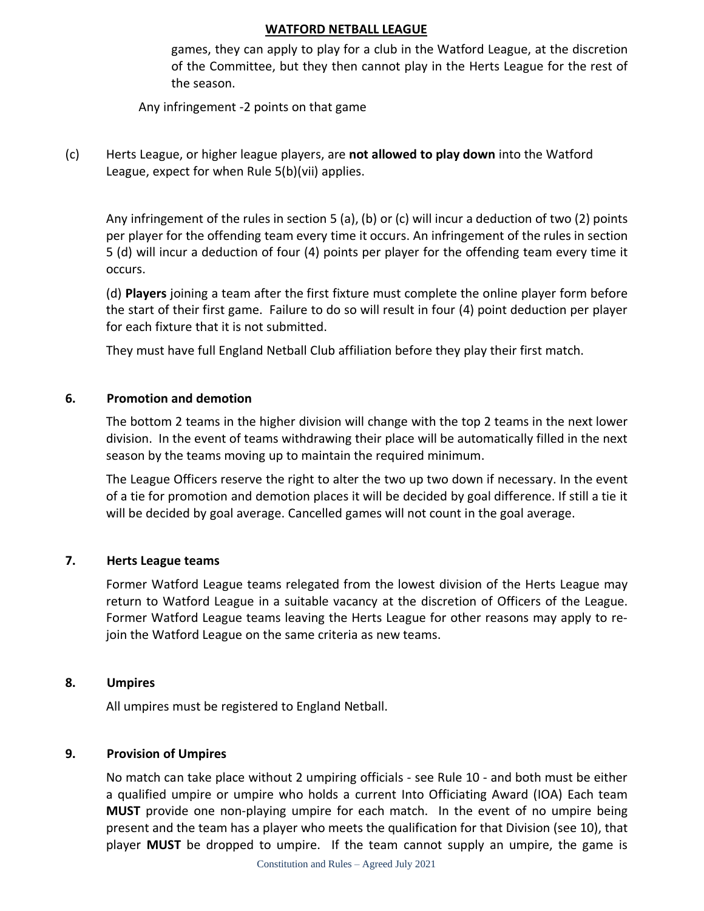games, they can apply to play for a club in the Watford League, at the discretion of the Committee, but they then cannot play in the Herts League for the rest of the season.

Any infringement -2 points on that game

(c) Herts League, or higher league players, are **not allowed to play down** into the Watford League, expect for when Rule 5(b)(vii) applies.

Any infringement of the rules in section 5 (a), (b) or (c) will incur a deduction of two (2) points per player for the offending team every time it occurs. An infringement of the rules in section 5 (d) will incur a deduction of four (4) points per player for the offending team every time it occurs.

(d) **Players** joining a team after the first fixture must complete the online player form before the start of their first game. Failure to do so will result in four (4) point deduction per player for each fixture that it is not submitted.

They must have full England Netball Club affiliation before they play their first match.

## 6. Promotion and demotion

The bottom 2 teams in the higher division will change with the top 2 teams in the next lower division. In the event of teams withdrawing their place will be automatically filled in the next season by the teams moving up to maintain the required minimum.

The League Officers reserve the right to alter the two up two down if necessary. In the event of a tie for promotion and demotion places it will be decided by goal difference. If still a tie it will be decided by goal average. Cancelled games will not count in the goal average.

## 7. Herts League teams

Former Watford League teams relegated from the lowest division of the Herts League may return to Watford League in a suitable vacancy at the discretion of Officers of the League. Former Watford League teams leaving the Herts League for other reasons may apply to re-join the Watford League on the same criteria as new teams.

## 8. Umpires

All umpires must be registered to England Netball.

## 9. Provision of Umpires

No match can take place without 2 umpiring officials - see Rule 10 - and both must be either a qualified umpire or umpire who holds a current Into Officiating Award (IOA) Each team **MUST** provide one non-playing umpire for each match. In the event of no umpire being present and the team has a player who meets the qualification for that Division (see 10), that player **MUST** be dropped to umpire. If the team cannot supply an umpire, the game is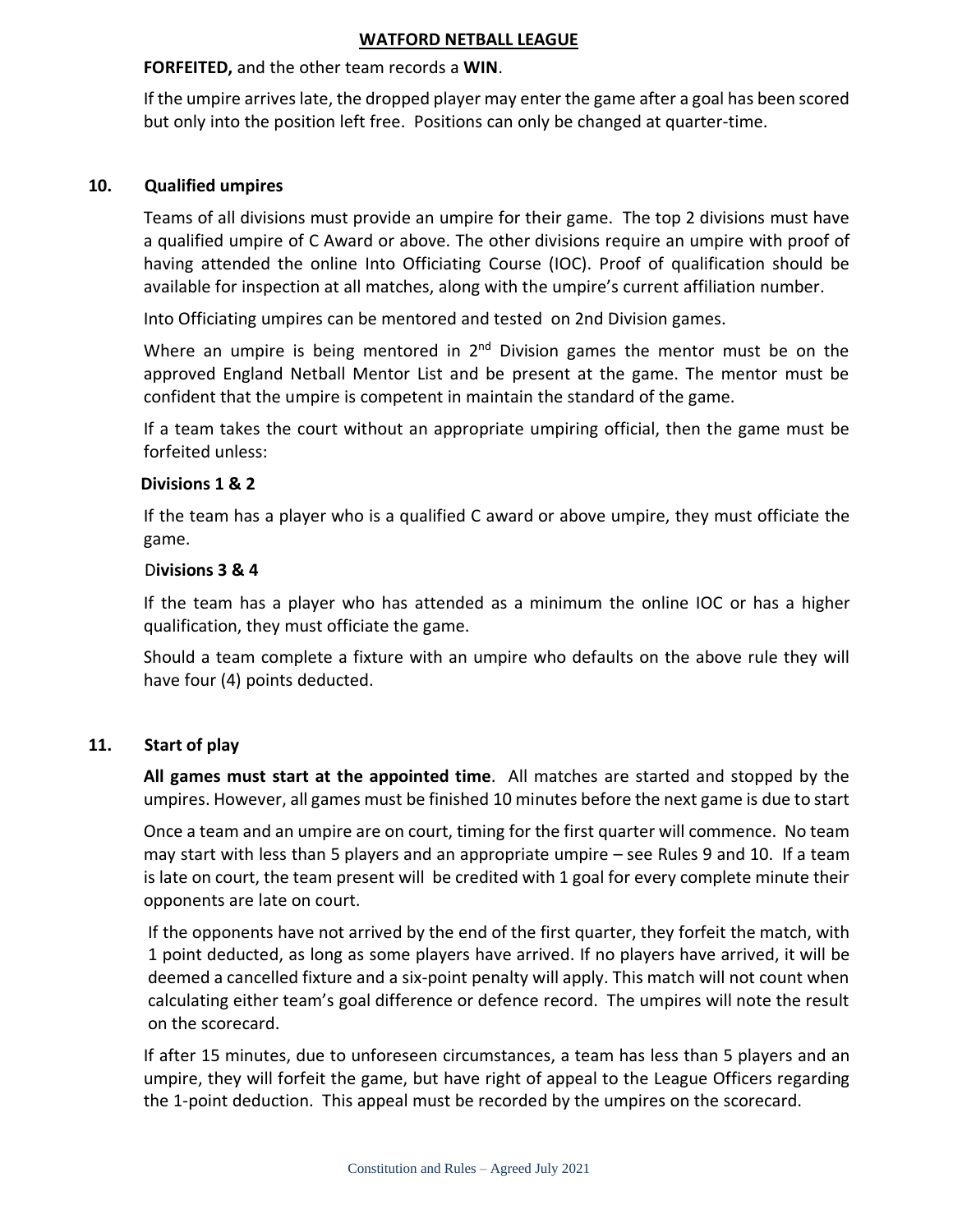**FORFEITED,** and the other team records a **WIN**.

If the umpire arrives late, the dropped player may enter the game after a goal has been scored but only into the position left free. Positions can only be changed at quarter-time.

## 10. Qualified umpires

Teams of all divisions must provide an umpire for their game. The top 2 divisions must have a qualified umpire of C Award or above. The other divisions require an umpire with proof of having attended the online Into Officiating Course (IOC). Proof of qualification should be available for inspection at all matches, along with the umpire's current affiliation number.

Into Officiating umpires can be mentored and tested on 2nd Division games.

Where an umpire is being mentored in 2nd Division games the mentor must be on the approved England Netball Mentor List and be present at the game. The mentor must be confident that the umpire is competent in maintain the standard of the game.

If a team takes the court without an appropriate umpiring official, then the game must be forfeited unless:

**Divisions 1 & 2**

If the team has a player who is a qualified C award or above umpire, they must officiate the game.

**Divisions 3 & 4**

If the team has a player who has attended as a minimum the online IOC or has a higher qualification, they must officiate the game.

Should a team complete a fixture with an umpire who defaults on the above rule they will have four (4) points deducted.

## 11. Start of play

**All games must start at the appointed time**. All matches are started and stopped by the umpires. However, all games must be finished 10 minutes before the next game is due to start

Once a team and an umpire are on court, timing for the first quarter will commence. No team may start with less than 5 players and an appropriate umpire – see Rules 9 and 10. If a team is late on court, the team present will be credited with 1 goal for every complete minute their opponents are late on court.

If the opponents have not arrived by the end of the first quarter, they forfeit the match, with 1 point deducted, as long as some players have arrived. If no players have arrived, it will be deemed a cancelled fixture and a six-point penalty will apply. This match will not count when calculating either team's goal difference or defence record. The umpires will note the result on the scorecard.

If after 15 minutes, due to unforeseen circumstances, a team has less than 5 players and an umpire, they will forfeit the game, but have right of appeal to the League Officers regarding the 1-point deduction. This appeal must be recorded by the umpires on the scorecard.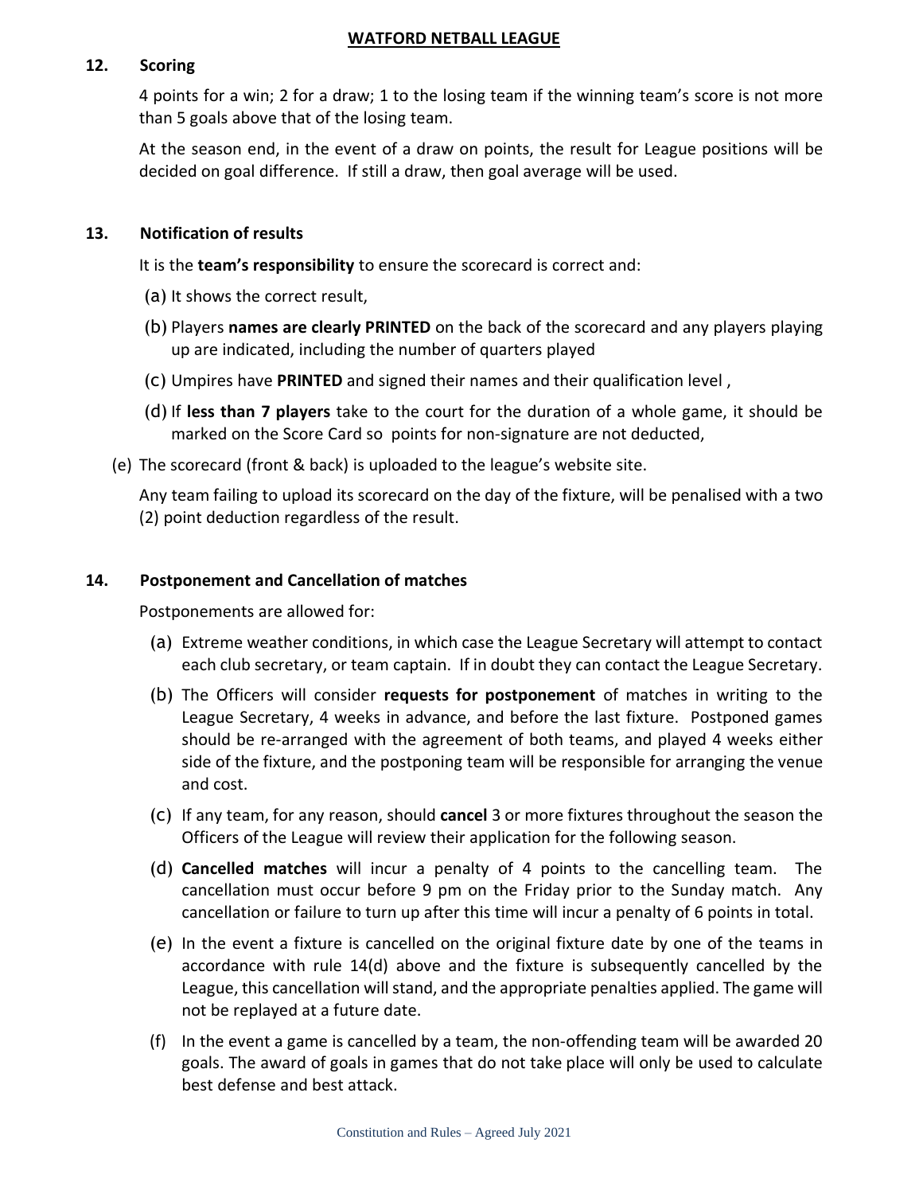## 12. Scoring

4 points for a win; 2 for a draw; 1 to the losing team if the winning team's score is not more than 5 goals above that of the losing team.

At the season end, in the event of a draw on points, the result for League positions will be decided on goal difference. If still a draw, then goal average will be used.

## 13. Notification of results

It is the **team's responsibility** to ensure the scorecard is correct and:

(a) It shows the correct result,

(b) Players **names are clearly PRINTED** on the back of the scorecard and any players playing up are indicated, including the number of quarters played

(c) Umpires have **PRINTED** and signed their names and their qualification level ,

(d) If **less than 7 players** take to the court for the duration of a whole game, it should be marked on the Score Card so points for non-signature are not deducted,

(e) The scorecard (front & back) is uploaded to the league's website site.

Any team failing to upload its scorecard on the day of the fixture, will be penalised with a two (2) point deduction regardless of the result.

## 14. Postponement and Cancellation of matches

Postponements are allowed for:

(a) Extreme weather conditions, in which case the League Secretary will attempt to contact each club secretary, or team captain. If in doubt they can contact the League Secretary.

(b) The Officers will consider **requests for postponement** of matches in writing to the League Secretary, 4 weeks in advance, and before the last fixture. Postponed games should be re-arranged with the agreement of both teams, and played 4 weeks either side of the fixture, and the postponing team will be responsible for arranging the venue and cost.

(c) If any team, for any reason, should **cancel** 3 or more fixtures throughout the season the Officers of the League will review their application for the following season.

(d) **Cancelled matches** will incur a penalty of 4 points to the cancelling team. The cancellation must occur before 9 pm on the Friday prior to the Sunday match. Any cancellation or failure to turn up after this time will incur a penalty of 6 points in total.

(e) In the event a fixture is cancelled on the original fixture date by one of the teams in accordance with rule 14(d) above and the fixture is subsequently cancelled by the League, this cancellation will stand, and the appropriate penalties applied. The game will not be replayed at a future date.

(f) In the event a game is cancelled by a team, the non-offending team will be awarded 20 goals. The award of goals in games that do not take place will only be used to calculate best defense and best attack.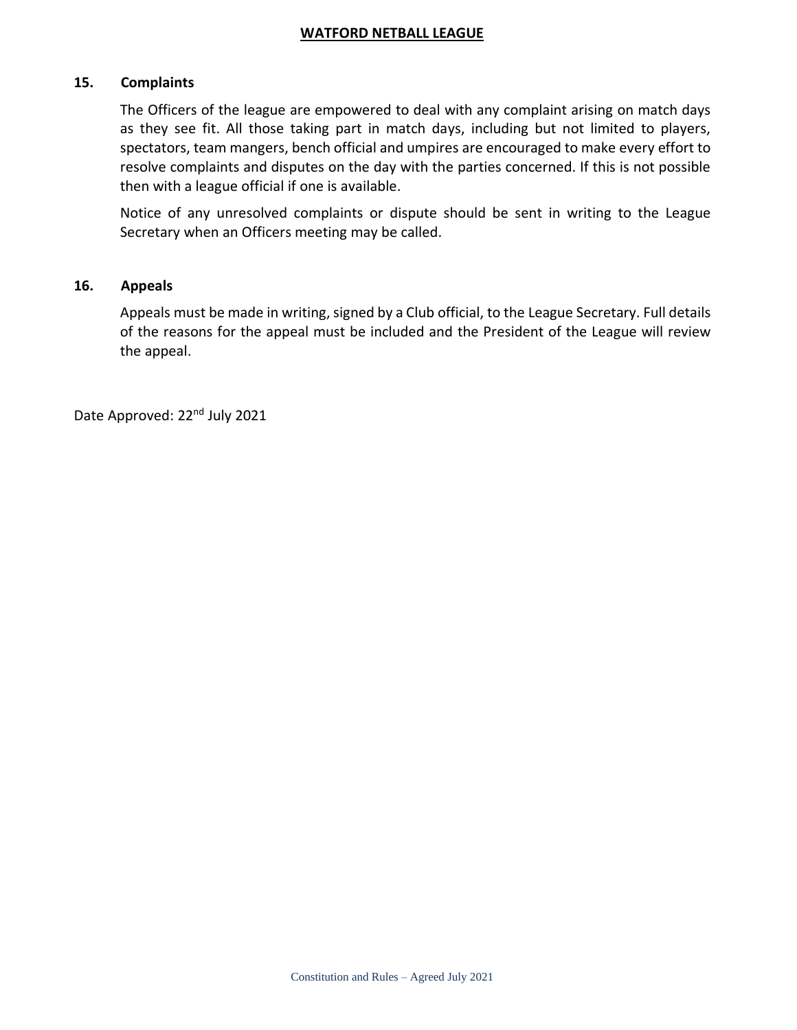## 15. Complaints

The Officers of the league are empowered to deal with any complaint arising on match days as they see fit. All those taking part in match days, including but not limited to players, spectators, team mangers, bench official and umpires are encouraged to make every effort to resolve complaints and disputes on the day with the parties concerned. If this is not possible then with a league official if one is available.

Notice of any unresolved complaints or dispute should be sent in writing to the League Secretary when an Officers meeting may be called.

## 16. Appeals

Appeals must be made in writing, signed by a Club official, to the League Secretary. Full details of the reasons for the appeal must be included and the President of the League will review the appeal.

Date Approved: 22nd July 2021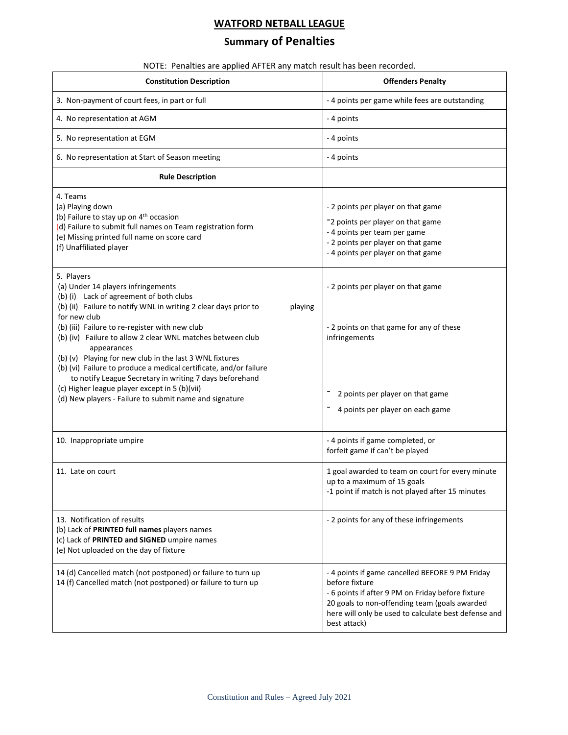# WATFORD NETBALL LEAGUE

## Summary of Penalties

NOTE: Penalties are applied AFTER any match result has been recorded.

| Constitution Description | Offenders Penalty |
|---|---|
| 3. Non-payment of court fees, in part or full | - 4 points per game while fees are outstanding |
| 4. No representation at AGM | - 4 points |
| 5. No representation at EGM | - 4 points |
| 6. No representation at Start of Season meeting | - 4 points |
| **Rule Description** | |
| 4. Teams<br>(a) Playing down<br>(b) Failure to stay up on 4th occasion<br>(d) Failure to submit full names on Team registration form<br>(e) Missing printed full name on score card<br>(f) Unaffiliated player | <br>- 2 points per player on that game<br>-2 points per player on that game<br>- 4 points per team per game<br>- 2 points per player on that game<br>- 4 points per player on that game |
| 5. Players<br>(a) Under 14 players infringements<br>(b) (i) Lack of agreement of both clubs<br>(b) (ii) Failure to notify WNL in writing 2 clear days prior to playing for new club<br>(b) (iii) Failure to re-register with new club<br>(b) (iv) Failure to allow 2 clear WNL matches between club appearances<br>(b) (v) Playing for new club in the last 3 WNL fixtures<br>(b) (vi) Failure to produce a medical certificate, and/or failure to notify League Secretary in writing 7 days beforehand<br>(c) Higher league player except in 5 (b)(vii)<br>(d) New players - Failure to submit name and signature | <br>- 2 points per player on that game<br><br><br>- 2 points on that game for any of these infringements<br><br><br>- 2 points per player on that game<br>- 4 points per player on each game |
| 10. Inappropriate umpire | - 4 points if game completed, or<br>forfeit game if can't be played |
| 11. Late on court | 1 goal awarded to team on court for every minute up to a maximum of 15 goals<br>-1 point if match is not played after 15 minutes |
| 13. Notification of results<br>(b) Lack of **PRINTED full names** players names<br>(c) Lack of **PRINTED and SIGNED** umpire names<br>(e) Not uploaded on the day of fixture | - 2 points for any of these infringements |
| 14 (d) Cancelled match (not postponed) or failure to turn up<br>14 (f) Cancelled match (not postponed) or failure to turn up | - 4 points if game cancelled BEFORE 9 PM Friday before fixture<br>- 6 points if after 9 PM on Friday before fixture<br>20 goals to non-offending team (goals awarded here will only be used to calculate best defense and best attack) |

Constitution and Rules – Agreed July 2021